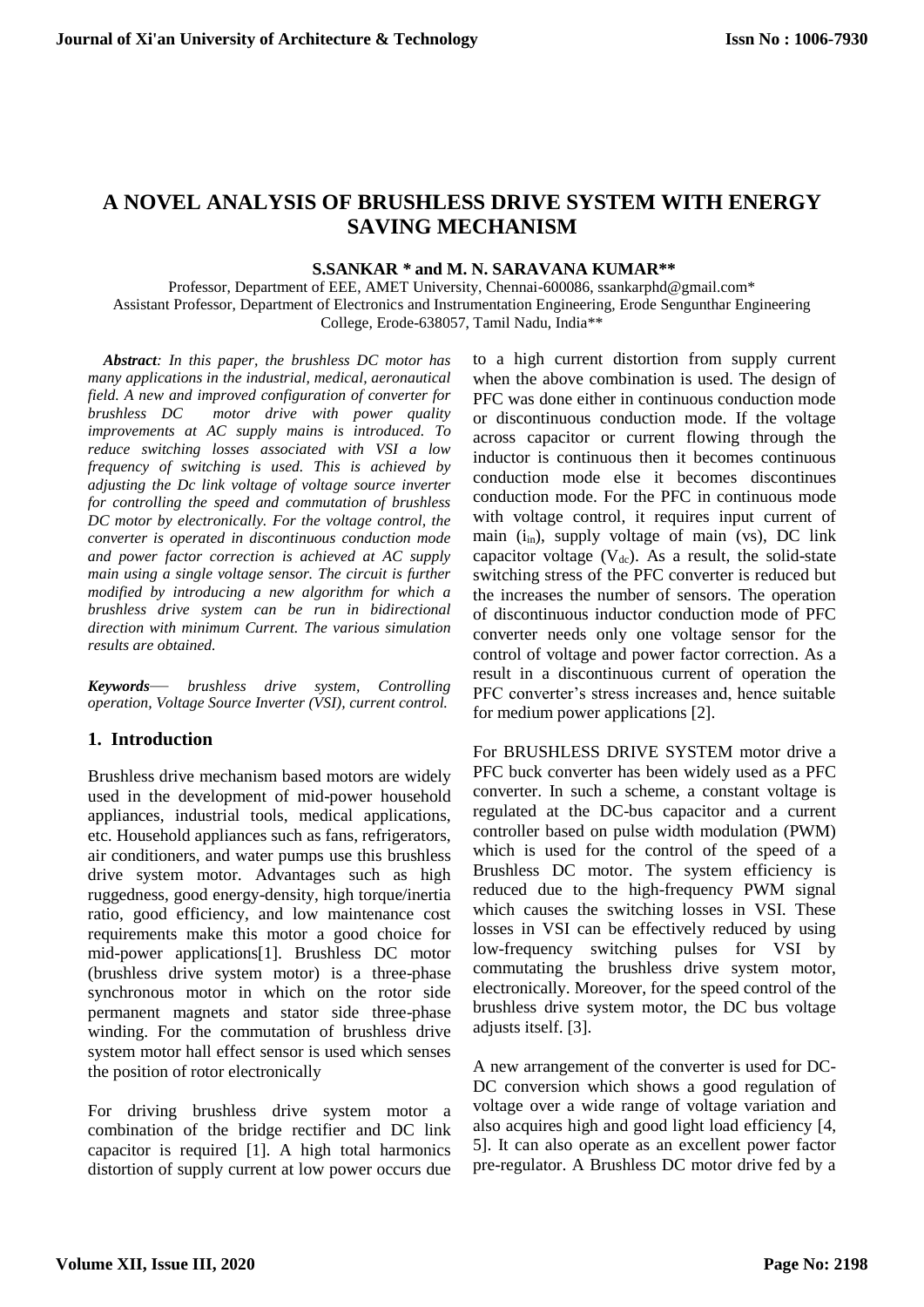# A NOVEL ANALYSIS OF BRUSHLESS DRIVE SYSTEM WITH ENERGY SAVING MECHANISM

**S.SANKAR * and M. N. SARAVANA KUMAR****

Professor, Department of EEE, AMET University, Chennai-600086, ssankarphd@gmail.com*
Assistant Professor, Department of Electronics and Instrumentation Engineering, Erode Sengunthar Engineering College, Erode-638057, Tamil Nadu, India**

***Abstract**: In this paper, the brushless DC motor has many applications in the industrial, medical, aeronautical field. A new and improved configuration of converter for brushless DC motor drive with power quality improvements at AC supply mains is introduced. To reduce switching losses associated with VSI a low frequency of switching is used. This is achieved by adjusting the Dc link voltage of voltage source inverter for controlling the speed and commutation of brushless DC motor by electronically. For the voltage control, the converter is operated in discontinuous conduction mode and power factor correction is achieved at AC supply main using a single voltage sensor. The circuit is further modified by introducing a new algorithm for which a brushless drive system can be run in bidirectional direction with minimum Current. The various simulation results are obtained.*

***Keywords**— brushless drive system, Controlling operation, Voltage Source Inverter (VSI), current control.*

## 1. Introduction

Brushless drive mechanism based motors are widely used in the development of mid-power household appliances, industrial tools, medical applications, etc. Household appliances such as fans, refrigerators, air conditioners, and water pumps use this brushless drive system motor. Advantages such as high ruggedness, good energy-density, high torque/inertia ratio, good efficiency, and low maintenance cost requirements make this motor a good choice for mid-power applications[1]. Brushless DC motor (brushless drive system motor) is a three-phase synchronous motor in which on the rotor side permanent magnets and stator side three-phase winding. For the commutation of brushless drive system motor hall effect sensor is used which senses the position of rotor electronically

For driving brushless drive system motor a combination of the bridge rectifier and DC link capacitor is required [1]. A high total harmonics distortion of supply current at low power occurs due to a high current distortion from supply current when the above combination is used. The design of PFC was done either in continuous conduction mode or discontinuous conduction mode. If the voltage across capacitor or current flowing through the inductor is continuous then it becomes continuous conduction mode else it becomes discontinues conduction mode. For the PFC in continuous mode with voltage control, it requires input current of main ($i_{in}$), supply voltage of main (vs), DC link capacitor voltage ($V_{dc}$). As a result, the solid-state switching stress of the PFC converter is reduced but the increases the number of sensors. The operation of discontinuous inductor conduction mode of PFC converter needs only one voltage sensor for the control of voltage and power factor correction. As a result in a discontinuous current of operation the PFC converter's stress increases and, hence suitable for medium power applications [2].

For BRUSHLESS DRIVE SYSTEM motor drive a PFC buck converter has been widely used as a PFC converter. In such a scheme, a constant voltage is regulated at the DC-bus capacitor and a current controller based on pulse width modulation (PWM) which is used for the control of the speed of a Brushless DC motor. The system efficiency is reduced due to the high-frequency PWM signal which causes the switching losses in VSI. These losses in VSI can be effectively reduced by using low-frequency switching pulses for VSI by commutating the brushless drive system motor, electronically. Moreover, for the speed control of the brushless drive system motor, the DC bus voltage adjusts itself. [3].

A new arrangement of the converter is used for DC-DC conversion which shows a good regulation of voltage over a wide range of voltage variation and also acquires high and good light load efficiency [4, 5]. It can also operate as an excellent power factor pre-regulator. A Brushless DC motor drive fed by a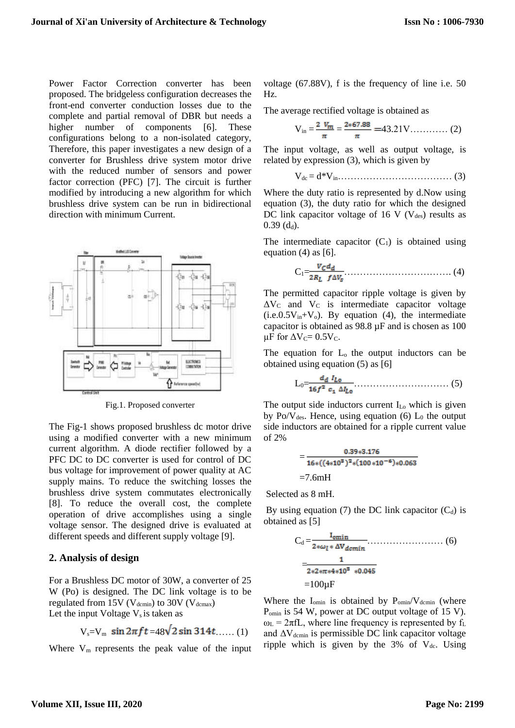Power Factor Correction converter has been proposed. The bridgeless configuration decreases the front-end converter conduction losses due to the complete and partial removal of DBR but needs a higher number of components [6]. These configurations belong to a non-isolated category, Therefore, this paper investigates a new design of a converter for Brushless drive system motor drive with the reduced number of sensors and power factor correction (PFC) [7]. The circuit is further modified by introducing a new algorithm for which brushless drive system can be run in bidirectional direction with minimum Current.

Fig.1. Proposed converter

The Fig-1 shows proposed brushless dc motor drive using a modified converter with a new minimum current algorithm. A diode rectifier followed by a PFC DC to DC converter is used for control of DC bus voltage for improvement of power quality at AC supply mains. To reduce the switching losses the brushless drive system commutates electronically [8]. To reduce the overall cost, the complete operation of drive accomplishes using a single voltage sensor. The designed drive is evaluated at different speeds and different supply voltage [9].

## 2. Analysis of design

For a Brushless DC motor of 30W, a converter of 25 W (Po) is designed. The DC link voltage is to be regulated from 15V ($V_{dcmin}$) to 30V ($V_{dcmax}$)
Let the input Voltage $V_s$ is taken as

$$V_s=V_m \sin 2\pi f t = 48\sqrt{2}\sin 314t \ldots\ldots (1)$$

Where $V_m$ represents the peak value of the input voltage (67.88V), f is the frequency of line i.e. 50 Hz.

The average rectified voltage is obtained as

$$V_{in} = \frac{2\ V_m}{\pi} = \frac{2*67.88}{\pi} = 43.21V \ldots\ldots\ldots\ldots (2)$$

The input voltage, as well as output voltage, is related by expression (3), which is given by

$$V_{dc} = d*V_{in} \ldots\ldots\ldots\ldots\ldots\ldots\ldots\ldots\ldots\ldots\ldots\ldots (3)$$

Where the duty ratio is represented by d.Now using equation (3), the duty ratio for which the designed DC link capacitor voltage of 16 V ($V_{des}$) results as 0.39 ($d_d$).

The intermediate capacitor ($C_1$) is obtained using equation (4) as [6].

$$C_1=\frac{V_C d_d}{2R_L\ \ f\Delta V_s} \ldots\ldots\ldots\ldots\ldots\ldots\ldots\ldots\ldots\ldots\ldots (4)$$

The permitted capacitor ripple voltage is given by $\Delta V_C$ and $V_C$ is intermediate capacitor voltage (i.e.$0.5V_{in}+V_o$). By equation (4), the intermediate capacitor is obtained as 98.8 µF and is chosen as 100 µF for $\Delta V_C = 0.5V_C$.

The equation for $L_o$ the output inductors can be obtained using equation (5) as [6]

$$L_0=\frac{d_d\ I_{Lo}}{16 f^2\ c_1\ \Delta I_{Lo}} \ldots\ldots\ldots\ldots\ldots\ldots\ldots\ldots\ldots\ldots (5)$$

The output side inductors current $I_{Lo}$ which is given by $Po/V_{des}$. Hence, using equation (6) $L_0$ the output side inductors are obtained for a ripple current value of 2%

$$= \frac{0.39*3.176}{16*((4*10^3)^2*(100*10^{-6})*0.063}$$

$$=7.6mH$$

Selected as 8 mH.

By using equation (7) the DC link capacitor ($C_d$) is obtained as [5]

$$C_d=\frac{I_{omin}}{2*\omega_l*\Delta V_{dcmin}} \ldots\ldots\ldots\ldots\ldots\ldots\ldots\ldots (6)$$

$$=\frac{1}{2*2*\pi*4*10^3\ \ *0.045}$$

$$=100\mu F$$

Where the $I_{omin}$ is obtained by $P_{omin}/V_{dcmin}$ (where $P_{omin}$ is 54 W, power at DC output voltage of 15 V). $\omega_L = 2\pi f L$, where line frequency is represented by $f_L$ and $\Delta V_{dcmin}$ is permissible DC link capacitor voltage ripple which is given by the 3% of $V_{dc}$. Using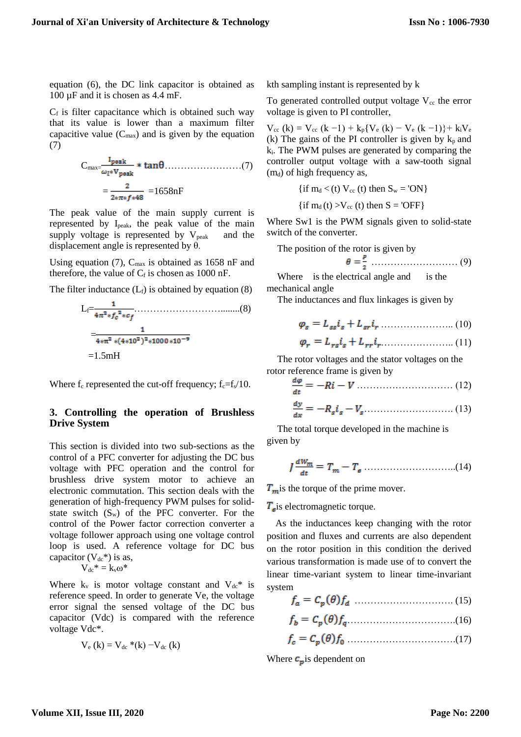equation (6), the DC link capacitor is obtained as 100 µF and it is chosen as 4.4 mF.

$C_f$ is filter capacitance which is obtained such way that its value is lower than a maximum filter capacitive value ($C_{max}$) and is given by the equation (7)

$$C_{max}=\frac{I_{peak}}{\omega_l * V_{peak}} * \tan\theta \ldots\ldots\ldots\ldots\ldots\ldots\ldots(7)$$

$$=\frac{2}{2*\pi*f*48} = 1658\text{nF}$$

The peak value of the main supply current is represented by $I_{peak}$, the peak value of the main supply voltage is represented by $V_{peak}$ and the displacement angle is represented by θ.

Using equation (7), $C_{max}$ is obtained as 1658 nF and therefore, the value of $C_f$ is chosen as 1000 nF.

The filter inductance ($L_f$) is obtained by equation (8)

$$L_f=\frac{1}{4\pi^2 * f_c^2 * c_f} \ldots\ldots\ldots\ldots\ldots\ldots\ldots\ldots\ldots(8)$$

$$=\frac{1}{4*\pi^2 *(4*10^2)^2 *1000*10^{-9}}$$

$$=1.5\text{mH}$$

Where $f_c$ represented the cut-off frequency; $f_c=f_s/10$.

## 3. Controlling the operation of Brushless Drive System

This section is divided into two sub-sections as the control of a PFC converter for adjusting the DC bus voltage with PFC operation and the control for brushless drive system motor to achieve an electronic commutation. This section deals with the generation of high-frequency PWM pulses for solid-state switch ($S_w$) of the PFC converter. For the control of the Power factor correction converter a voltage follower approach using one voltage control loop is used. A reference voltage for DC bus capacitor ($V_{dc}$*) is as,

$$V_{dc}^* = k_v\omega^*$$

Where $k_v$ is motor voltage constant and $V_{dc}$* is reference speed. In order to generate Ve, the voltage error signal the sensed voltage of the DC bus capacitor (Vdc) is compared with the reference voltage Vdc*.

$$V_e(k) = V_{dc}^*(k) - V_{dc}(k)$$

kth sampling instant is represented by k

To generated controlled output voltage $V_{cc}$ the error voltage is given to PI controller,

$V_{cc}(k) = V_{cc}(k-1) + k_p\{V_e(k) - V_e(k-1)\} + k_iV_e(k)$ The gains of the PI controller is given by $k_p$ and $k_i$. The PWM pulses are generated by comparing the controller output voltage with a saw-tooth signal ($m_d$) of high frequency as,

{if $m_d <$ (t) $V_{cc}$ (t) then $S_w$ = 'ON}

{if $m_d$ (t) $>V_{cc}$ (t) then S = 'OFF}

Where Sw1 is the PWM signals given to solid-state switch of the converter.

The position of the rotor is given by

$$\theta = \frac{P}{2} \ldots\ldots\ldots\ldots\ldots\ldots\ldots\ldots\ldots (9)$$

Where is the electrical angle and is the mechanical angle

The inductances and flux linkages is given by

$$\varphi_s = L_{ss}i_s + L_{sr}i_r \ldots\ldots\ldots\ldots\ldots\ldots\ldots (10)$$

$$\varphi_r = L_{rs}i_s + L_{rr}i_r \ldots\ldots\ldots\ldots\ldots\ldots\ldots (11)$$

The rotor voltages and the stator voltages on the rotor reference frame is given by

$$\frac{d\varphi}{dt} = -Ri - V \ldots\ldots\ldots\ldots\ldots\ldots\ldots\ldots\ldots (12)$$

$$\frac{dy}{dx} = -R_s i_s - V_s \ldots\ldots\ldots\ldots\ldots\ldots\ldots\ldots (13)$$

The total torque developed in the machine is given by

$$J\frac{dW_m}{dt} = T_m - T_e \ldots\ldots\ldots\ldots\ldots\ldots\ldots\ldots\ldots(14)$$

$T_m$ is the torque of the prime mover.

$T_e$ is electromagnetic torque.

As the inductances keep changing with the rotor position and fluxes and currents are also dependent on the rotor position in this condition the derived various transformation is made use of to convert the linear time-variant system to linear time-invariant system

$$f_a = C_p(\theta)f_d \ldots\ldots\ldots\ldots\ldots\ldots\ldots\ldots\ldots (15)$$

$$f_b = C_p(\theta)f_q \ldots\ldots\ldots\ldots\ldots\ldots\ldots\ldots\ldots(16)$$

$$f_c = C_p(\theta)f_0 \ldots\ldots\ldots\ldots\ldots\ldots\ldots\ldots\ldots(17)$$

Where $C_p$ is dependent on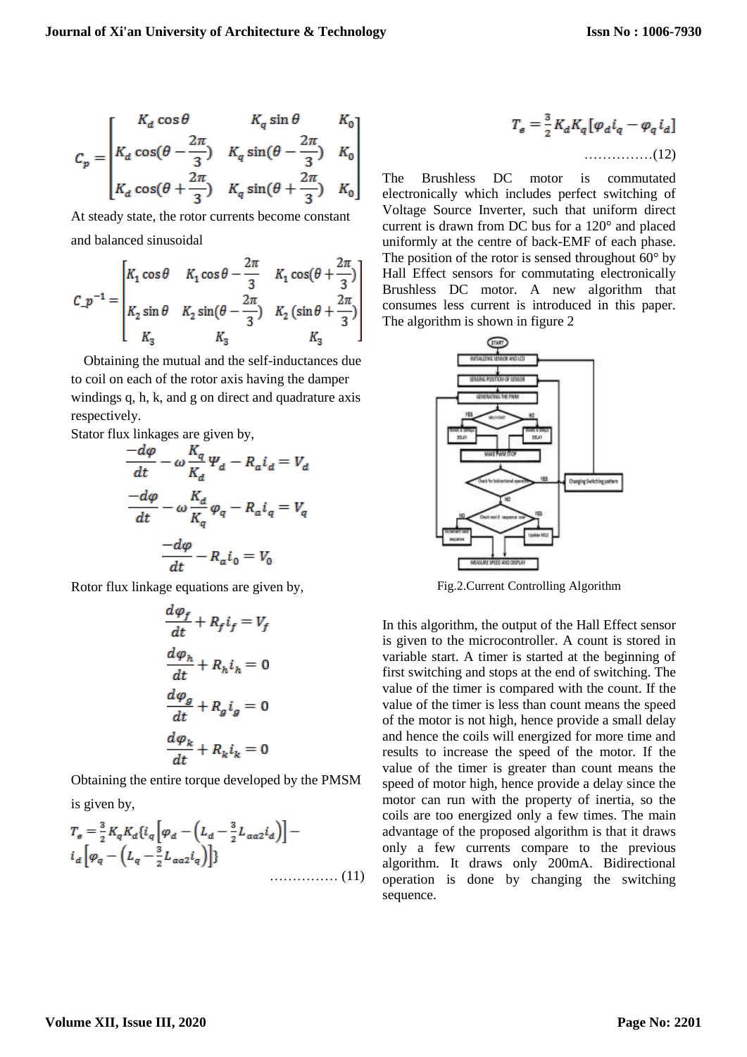$$C_p = \begin{bmatrix} K_d \cos\theta & K_q \sin\theta & K_0 \\ K_d \cos(\theta - \frac{2\pi}{3}) & K_q \sin(\theta - \frac{2\pi}{3}) & K_0 \\ K_d \cos(\theta + \frac{2\pi}{3}) & K_q \sin(\theta + \frac{2\pi}{3}) & K_0 \end{bmatrix}$$

At steady state, the rotor currents become constant and balanced sinusoidal

$$C\_p^{-1} = \begin{bmatrix} K_1 \cos\theta & K_1 \cos\theta - \frac{2\pi}{3} & K_1 \cos(\theta + \frac{2\pi}{3}) \\ K_2 \sin\theta & K_2 \sin(\theta - \frac{2\pi}{3}) & K_2 (\sin\theta + \frac{2\pi}{3}) \\ K_3 & K_3 & K_3 \end{bmatrix}$$

Obtaining the mutual and the self-inductances due to coil on each of the rotor axis having the damper windings q, h, k, and g on direct and quadrature axis respectively.

Stator flux linkages are given by,

$$\frac{-d\varphi}{dt} - \omega \frac{K_q}{K_d} \Psi_d - R_a i_d = V_d$$

$$\frac{-d\varphi}{dt} - \omega \frac{K_d}{K_q} \varphi_q - R_a i_q = V_q$$

$$\frac{-d\varphi}{dt} - R_a i_0 = V_0$$

Rotor flux linkage equations are given by,

$$\frac{d\varphi_f}{dt} + R_f i_f = V_f$$

$$\frac{d\varphi_h}{dt} + R_h i_h = 0$$

$$\frac{d\varphi_g}{dt} + R_g i_g = 0$$

$$\frac{d\varphi_k}{dt} + R_k i_k = 0$$

Obtaining the entire torque developed by the PMSM is given by,

$$T_e = \frac{3}{2} K_q K_d \{ i_q \left[ \varphi_d - \left( L_d - \frac{3}{2} L_{aa2} i_d \right) \right] - i_d \left[ \varphi_q - \left( L_q - \frac{3}{2} L_{aa2} i_q \right) \right] \} \quad \text{……………(11)}$$

$$T_e = \frac{3}{2} K_d K_q [\varphi_d i_q - \varphi_q i_d] \quad \text{……………(12)}$$

The Brushless DC motor is commutated electronically which includes perfect switching of Voltage Source Inverter, such that uniform direct current is drawn from DC bus for a 120° and placed uniformly at the centre of back-EMF of each phase. The position of the rotor is sensed throughout 60° by Hall Effect sensors for commutating electronically Brushless DC motor. A new algorithm that consumes less current is introduced in this paper. The algorithm is shown in figure 2

Fig.2.Current Controlling Algorithm

In this algorithm, the output of the Hall Effect sensor is given to the microcontroller. A count is stored in variable start. A timer is started at the beginning of first switching and stops at the end of switching. The value of the timer is compared with the count. If the value of the timer is less than count means the speed of the motor is not high, hence provide a small delay and hence the coils will energized for more time and results to increase the speed of the motor. If the value of the timer is greater than count means the speed of motor high, hence provide a delay since the motor can run with the property of inertia, so the coils are too energized only a few times. The main advantage of the proposed algorithm is that it draws only a few currents compare to the previous algorithm. It draws only 200mA. Bidirectional operation is done by changing the switching sequence.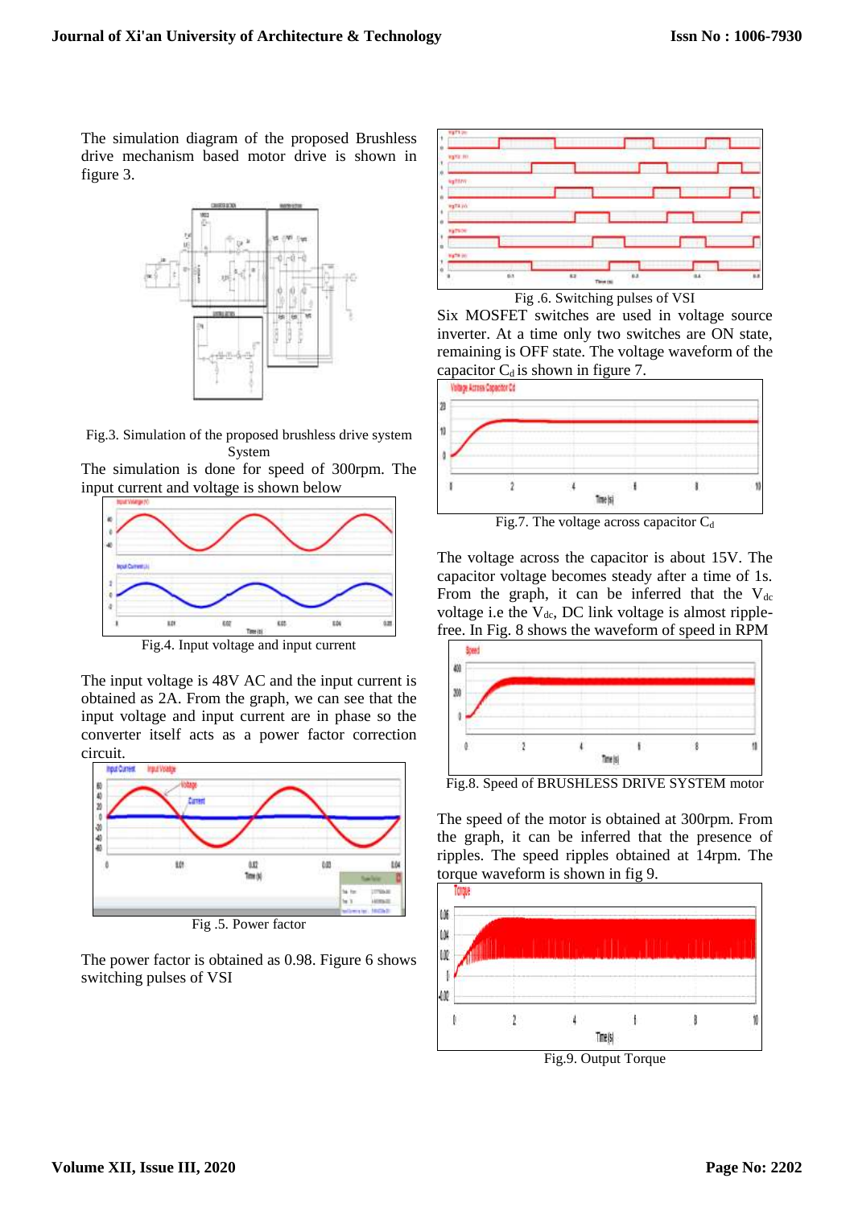The simulation diagram of the proposed Brushless drive mechanism based motor drive is shown in figure 3.

Fig.3. Simulation of the proposed brushless drive system System

The simulation is done for speed of 300rpm. The input current and voltage is shown below

Fig.4. Input voltage and input current

The input voltage is 48V AC and the input current is obtained as 2A. From the graph, we can see that the input voltage and input current are in phase so the converter itself acts as a power factor correction circuit.

Fig .5. Power factor

The power factor is obtained as 0.98. Figure 6 shows switching pulses of VSI

Fig .6. Switching pulses of VSI

Six MOSFET switches are used in voltage source inverter. At a time only two switches are ON state, remaining is OFF state. The voltage waveform of the capacitor $C_d$ is shown in figure 7.

Fig.7. The voltage across capacitor $C_d$

The voltage across the capacitor is about 15V. The capacitor voltage becomes steady after a time of 1s. From the graph, it can be inferred that the $V_{dc}$ voltage i.e the $V_{dc}$, DC link voltage is almost ripple-free. In Fig. 8 shows the waveform of speed in RPM

Fig.8. Speed of BRUSHLESS DRIVE SYSTEM motor

The speed of the motor is obtained at 300rpm. From the graph, it can be inferred that the presence of ripples. The speed ripples obtained at 14rpm. The torque waveform is shown in fig 9.

Fig.9. Output Torque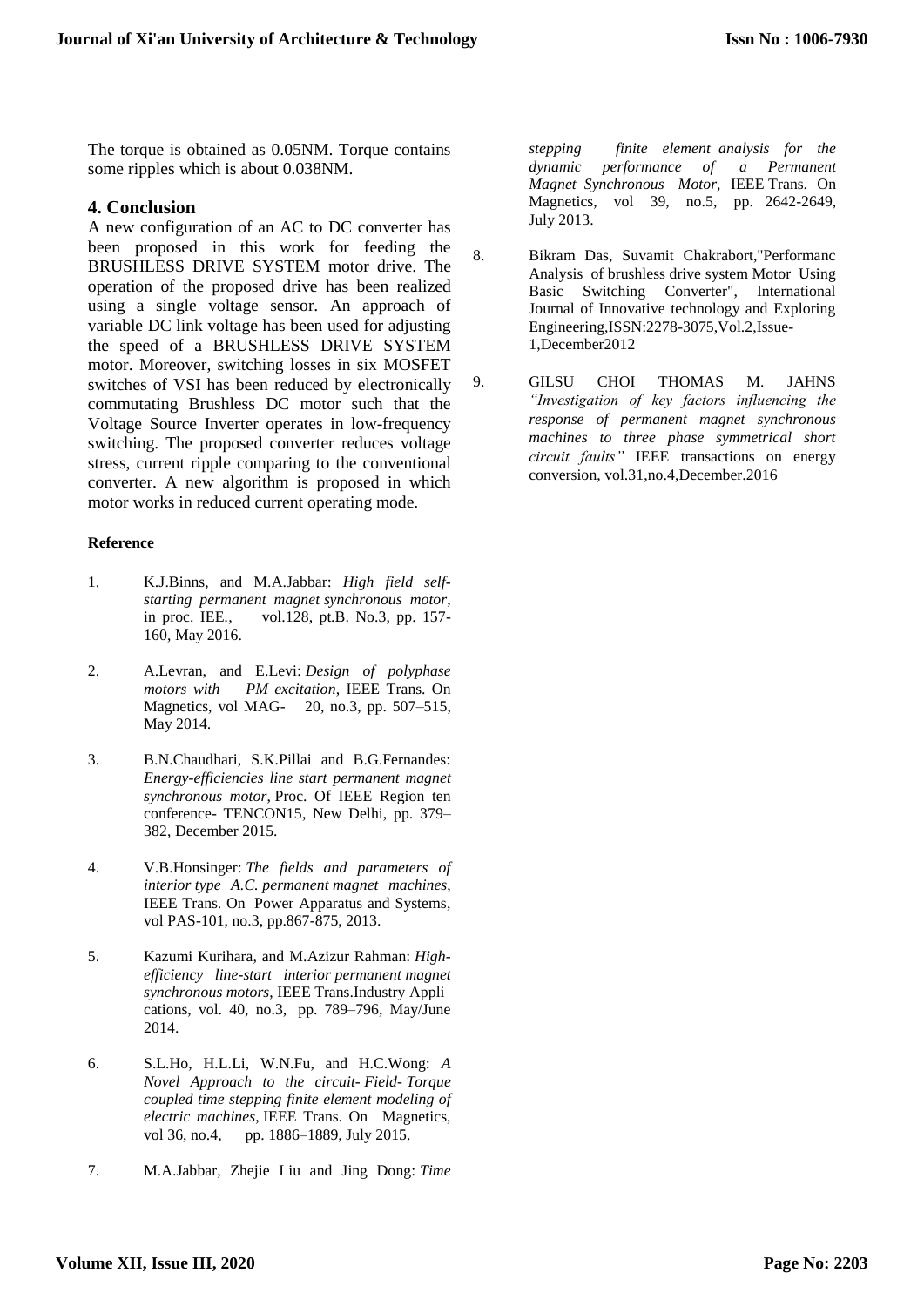The torque is obtained as 0.05NM. Torque contains some ripples which is about 0.038NM.

## 4. Conclusion

A new configuration of an AC to DC converter has been proposed in this work for feeding the BRUSHLESS DRIVE SYSTEM motor drive. The operation of the proposed drive has been realized using a single voltage sensor. An approach of variable DC link voltage has been used for adjusting the speed of a BRUSHLESS DRIVE SYSTEM motor. Moreover, switching losses in six MOSFET switches of VSI has been reduced by electronically commutating Brushless DC motor such that the Voltage Source Inverter operates in low-frequency switching. The proposed converter reduces voltage stress, current ripple comparing to the conventional converter. A new algorithm is proposed in which motor works in reduced current operating mode.

**Reference**

1. K.J.Binns, and M.A.Jabbar: *High field self-starting permanent magnet synchronous motor*, in proc. IEE., vol.128, pt.B. No.3, pp. 157-160, May 2016.

2. A.Levran, and E.Levi: *Design of polyphase motors with PM excitation*, IEEE Trans. On Magnetics, vol MAG- 20, no.3, pp. 507–515, May 2014.

3. B.N.Chaudhari, S.K.Pillai and B.G.Fernandes: *Energy-efficiencies line start permanent magnet synchronous motor*, Proc. Of IEEE Region ten conference- TENCON15, New Delhi, pp. 379–382, December 2015.

4. V.B.Honsinger: *The fields and parameters of interior type A.C. permanent magnet machines*, IEEE Trans. On Power Apparatus and Systems, vol PAS-101, no.3, pp.867-875, 2013.

5. Kazumi Kurihara, and M.Azizur Rahman: *High-efficiency line-start interior permanent magnet synchronous motors*, IEEE Trans.Industry Appli cations, vol. 40, no.3, pp. 789–796, May/June 2014.

6. S.L.Ho, H.L.Li, W.N.Fu, and H.C.Wong: *A Novel Approach to the circuit- Field- Torque coupled time stepping finite element modeling of electric machines*, IEEE Trans. On Magnetics, vol 36, no.4, pp. 1886–1889, July 2015.

7. M.A.Jabbar, Zhejie Liu and Jing Dong: *Time stepping finite element analysis for the dynamic performance of a Permanent Magnet Synchronous Motor*, IEEE Trans. On Magnetics, vol 39, no.5, pp. 2642-2649, July 2013.

8. Bikram Das, Suvamit Chakraborty,"Performanc Analysis of brushless drive system Motor Using Basic Switching Converter", International Journal of Innovative technology and Exploring Engineering,ISSN:2278-3075,Vol.2,Issue-1,December2012

9. GILSU CHOI THOMAS M. JAHNS *"Investigation of key factors influencing the response of permanent magnet synchronous machines to three phase symmetrical short circuit faults"* IEEE transactions on energy conversion, vol.31,no.4,December.2016